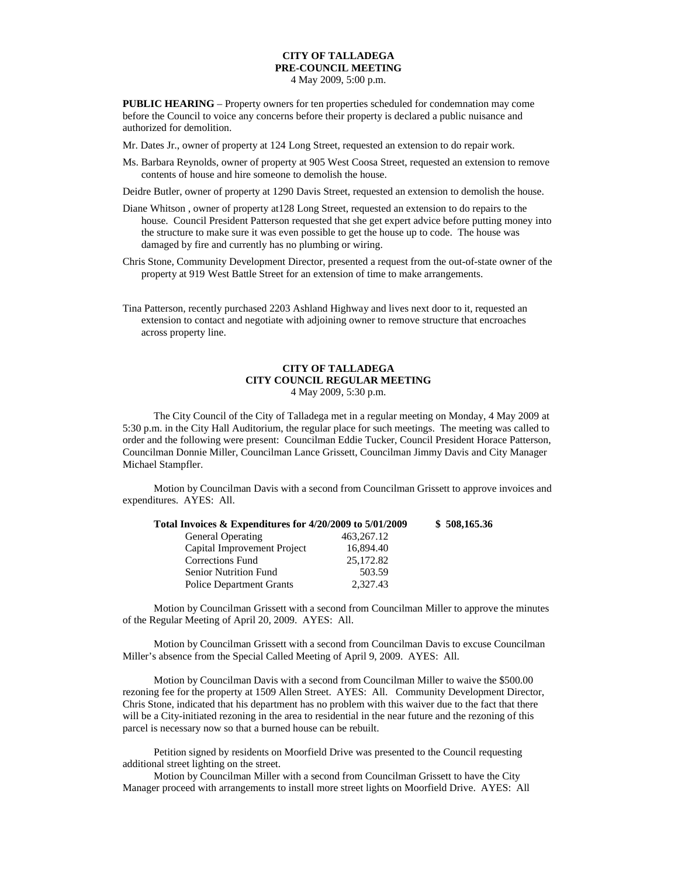**CITY OF TALLADEGA**
**PRE-COUNCIL MEETING**
4 May 2009, 5:00 p.m.

**PUBLIC HEARING** – Property owners for ten properties scheduled for condemnation may come before the Council to voice any concerns before their property is declared a public nuisance and authorized for demolition.

Mr. Dates Jr., owner of property at 124 Long Street, requested an extension to do repair work.

Ms. Barbara Reynolds, owner of property at 905 West Coosa Street, requested an extension to remove contents of house and hire someone to demolish the house.

Deidre Butler, owner of property at 1290 Davis Street, requested an extension to demolish the house.

Diane Whitson , owner of property at128 Long Street, requested an extension to do repairs to the house. Council President Patterson requested that she get expert advice before putting money into the structure to make sure it was even possible to get the house up to code. The house was damaged by fire and currently has no plumbing or wiring.

Chris Stone, Community Development Director, presented a request from the out-of-state owner of the property at 919 West Battle Street for an extension of time to make arrangements.

Tina Patterson, recently purchased 2203 Ashland Highway and lives next door to it, requested an extension to contact and negotiate with adjoining owner to remove structure that encroaches across property line.

**CITY OF TALLADEGA**
**CITY COUNCIL REGULAR MEETING**
4 May 2009, 5:30 p.m.

The City Council of the City of Talladega met in a regular meeting on Monday, 4 May 2009 at 5:30 p.m. in the City Hall Auditorium, the regular place for such meetings. The meeting was called to order and the following were present: Councilman Eddie Tucker, Council President Horace Patterson, Councilman Donnie Miller, Councilman Lance Grissett, Councilman Jimmy Davis and City Manager Michael Stampfler.

Motion by Councilman Davis with a second from Councilman Grissett to approve invoices and expenditures. AYES: All.

| **Total Invoices & Expenditures for 4/20/2009 to 5/01/2009** | | **$ 508,165.36** |
|---|---|---|
| General Operating | 463,267.12 | |
| Capital Improvement Project | 16,894.40 | |
| Corrections Fund | 25,172.82 | |
| Senior Nutrition Fund | 503.59 | |
| Police Department Grants | 2,327.43 | |

Motion by Councilman Grissett with a second from Councilman Miller to approve the minutes of the Regular Meeting of April 20, 2009. AYES: All.

Motion by Councilman Grissett with a second from Councilman Davis to excuse Councilman Miller's absence from the Special Called Meeting of April 9, 2009. AYES: All.

Motion by Councilman Davis with a second from Councilman Miller to waive the $500.00 rezoning fee for the property at 1509 Allen Street. AYES: All. Community Development Director, Chris Stone, indicated that his department has no problem with this waiver due to the fact that there will be a City-initiated rezoning in the area to residential in the near future and the rezoning of this parcel is necessary now so that a burned house can be rebuilt.

Petition signed by residents on Moorfield Drive was presented to the Council requesting additional street lighting on the street.

Motion by Councilman Miller with a second from Councilman Grissett to have the City Manager proceed with arrangements to install more street lights on Moorfield Drive. AYES: All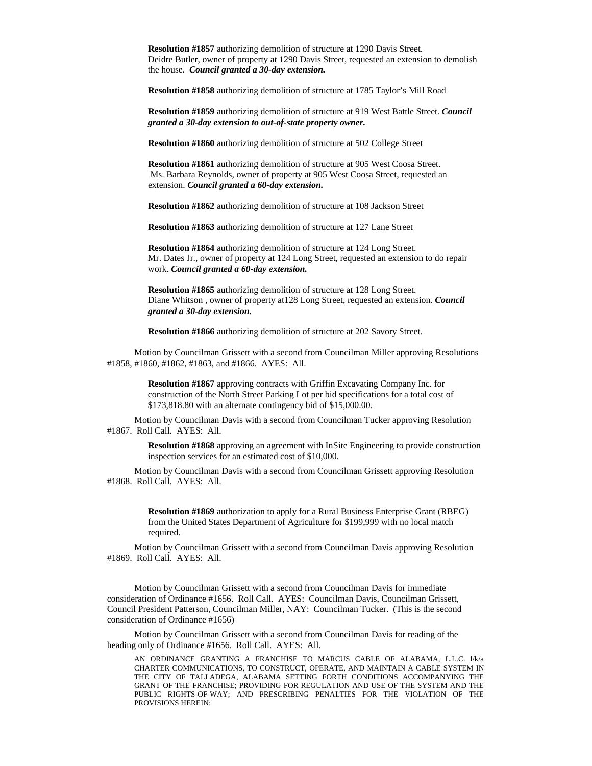**Resolution #1857** authorizing demolition of structure at 1290 Davis Street. Deidre Butler, owner of property at 1290 Davis Street, requested an extension to demolish the house. ***Council granted a 30-day extension.***

**Resolution #1858** authorizing demolition of structure at 1785 Taylor's Mill Road

**Resolution #1859** authorizing demolition of structure at 919 West Battle Street. ***Council granted a 30-day extension to out-of-state property owner.***

**Resolution #1860** authorizing demolition of structure at 502 College Street

**Resolution #1861** authorizing demolition of structure at 905 West Coosa Street. Ms. Barbara Reynolds, owner of property at 905 West Coosa Street, requested an extension. ***Council granted a 60-day extension.***

**Resolution #1862** authorizing demolition of structure at 108 Jackson Street

**Resolution #1863** authorizing demolition of structure at 127 Lane Street

**Resolution #1864** authorizing demolition of structure at 124 Long Street. Mr. Dates Jr., owner of property at 124 Long Street, requested an extension to do repair work. ***Council granted a 60-day extension.***

**Resolution #1865** authorizing demolition of structure at 128 Long Street. Diane Whitson , owner of property at128 Long Street, requested an extension. ***Council granted a 30-day extension.***

**Resolution #1866** authorizing demolition of structure at 202 Savory Street.

Motion by Councilman Grissett with a second from Councilman Miller approving Resolutions #1858, #1860, #1862, #1863, and #1866. AYES: All.

**Resolution #1867** approving contracts with Griffin Excavating Company Inc. for construction of the North Street Parking Lot per bid specifications for a total cost of $173,818.80 with an alternate contingency bid of $15,000.00.

Motion by Councilman Davis with a second from Councilman Tucker approving Resolution #1867. Roll Call. AYES: All.

**Resolution #1868** approving an agreement with InSite Engineering to provide construction inspection services for an estimated cost of $10,000.

Motion by Councilman Davis with a second from Councilman Grissett approving Resolution #1868. Roll Call. AYES: All.

**Resolution #1869** authorization to apply for a Rural Business Enterprise Grant (RBEG) from the United States Department of Agriculture for $199,999 with no local match required.

Motion by Councilman Grissett with a second from Councilman Davis approving Resolution #1869. Roll Call. AYES: All.

Motion by Councilman Grissett with a second from Councilman Davis for immediate consideration of Ordinance #1656. Roll Call. AYES: Councilman Davis, Councilman Grissett, Council President Patterson, Councilman Miller, NAY: Councilman Tucker. (This is the second consideration of Ordinance #1656)

Motion by Councilman Grissett with a second from Councilman Davis for reading of the heading only of Ordinance #1656. Roll Call. AYES: All.

AN ORDINANCE GRANTING A FRANCHISE TO MARCUS CABLE OF ALABAMA, L.L.C. l/k/a CHARTER COMMUNICATIONS, TO CONSTRUCT, OPERATE, AND MAINTAIN A CABLE SYSTEM IN THE CITY OF TALLADEGA, ALABAMA SETTING FORTH CONDITIONS ACCOMPANYING THE GRANT OF THE FRANCHISE; PROVIDING FOR REGULATION AND USE OF THE SYSTEM AND THE PUBLIC RIGHTS-OF-WAY; AND PRESCRIBING PENALTIES FOR THE VIOLATION OF THE PROVISIONS HEREIN;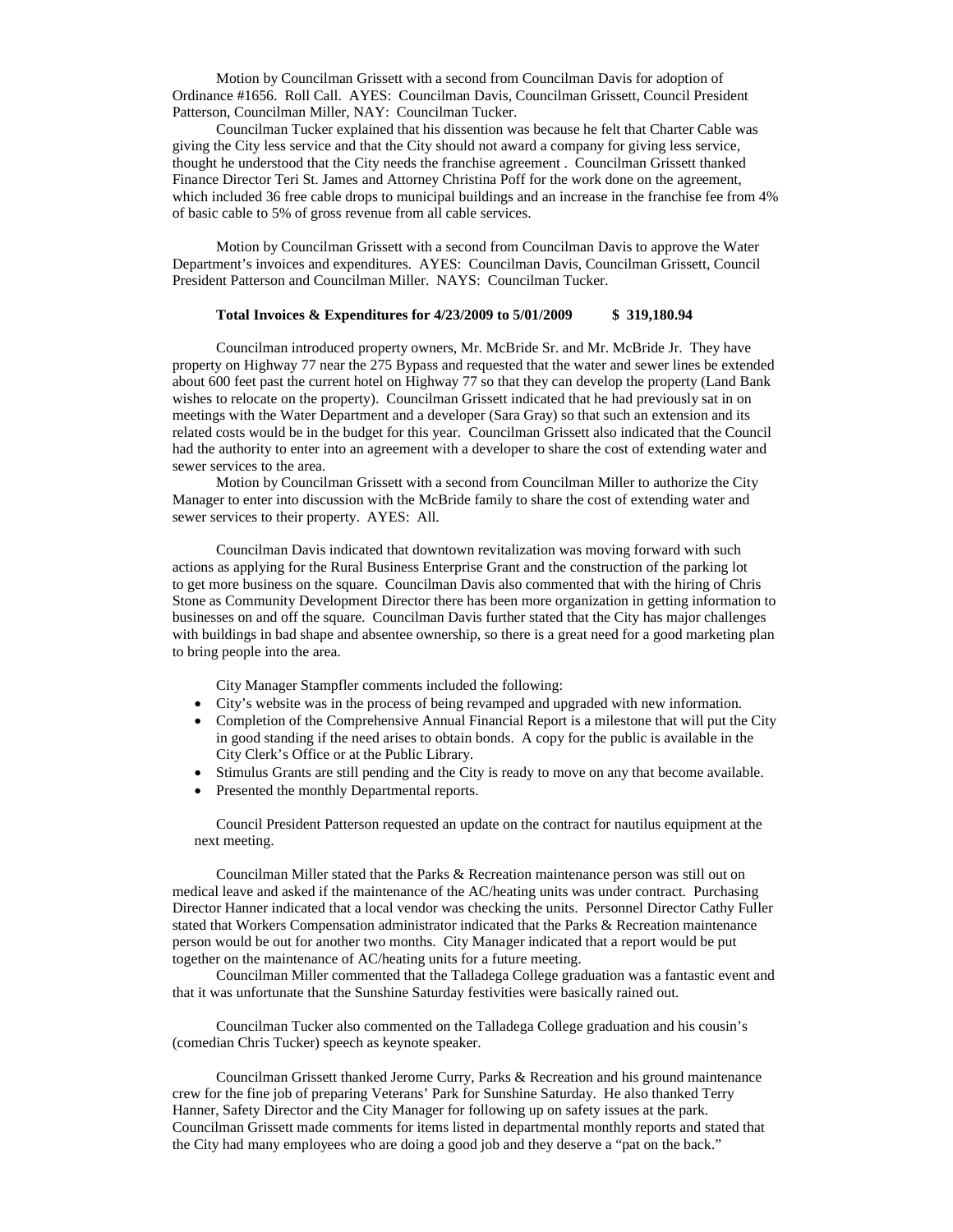Motion by Councilman Grissett with a second from Councilman Davis for adoption of Ordinance #1656. Roll Call. AYES: Councilman Davis, Councilman Grissett, Council President Patterson, Councilman Miller, NAY: Councilman Tucker.

Councilman Tucker explained that his dissention was because he felt that Charter Cable was giving the City less service and that the City should not award a company for giving less service, thought he understood that the City needs the franchise agreement . Councilman Grissett thanked Finance Director Teri St. James and Attorney Christina Poff for the work done on the agreement, which included 36 free cable drops to municipal buildings and an increase in the franchise fee from 4% of basic cable to 5% of gross revenue from all cable services.

Motion by Councilman Grissett with a second from Councilman Davis to approve the Water Department's invoices and expenditures. AYES: Councilman Davis, Councilman Grissett, Council President Patterson and Councilman Miller. NAYS: Councilman Tucker.

**Total Invoices & Expenditures for 4/23/2009 to 5/01/2009 $ 319,180.94**

Councilman introduced property owners, Mr. McBride Sr. and Mr. McBride Jr. They have property on Highway 77 near the 275 Bypass and requested that the water and sewer lines be extended about 600 feet past the current hotel on Highway 77 so that they can develop the property (Land Bank wishes to relocate on the property). Councilman Grissett indicated that he had previously sat in on meetings with the Water Department and a developer (Sara Gray) so that such an extension and its related costs would be in the budget for this year. Councilman Grissett also indicated that the Council had the authority to enter into an agreement with a developer to share the cost of extending water and sewer services to the area.

Motion by Councilman Grissett with a second from Councilman Miller to authorize the City Manager to enter into discussion with the McBride family to share the cost of extending water and sewer services to their property. AYES: All.

Councilman Davis indicated that downtown revitalization was moving forward with such actions as applying for the Rural Business Enterprise Grant and the construction of the parking lot to get more business on the square. Councilman Davis also commented that with the hiring of Chris Stone as Community Development Director there has been more organization in getting information to businesses on and off the square. Councilman Davis further stated that the City has major challenges with buildings in bad shape and absentee ownership, so there is a great need for a good marketing plan to bring people into the area.

City Manager Stampfler comments included the following:

- City's website was in the process of being revamped and upgraded with new information.
- Completion of the Comprehensive Annual Financial Report is a milestone that will put the City in good standing if the need arises to obtain bonds. A copy for the public is available in the City Clerk's Office or at the Public Library.
- Stimulus Grants are still pending and the City is ready to move on any that become available.
- Presented the monthly Departmental reports.

Council President Patterson requested an update on the contract for nautilus equipment at the next meeting.

Councilman Miller stated that the Parks & Recreation maintenance person was still out on medical leave and asked if the maintenance of the AC/heating units was under contract. Purchasing Director Hanner indicated that a local vendor was checking the units. Personnel Director Cathy Fuller stated that Workers Compensation administrator indicated that the Parks & Recreation maintenance person would be out for another two months. City Manager indicated that a report would be put together on the maintenance of AC/heating units for a future meeting.

Councilman Miller commented that the Talladega College graduation was a fantastic event and that it was unfortunate that the Sunshine Saturday festivities were basically rained out.

Councilman Tucker also commented on the Talladega College graduation and his cousin's (comedian Chris Tucker) speech as keynote speaker.

Councilman Grissett thanked Jerome Curry, Parks & Recreation and his ground maintenance crew for the fine job of preparing Veterans' Park for Sunshine Saturday. He also thanked Terry Hanner, Safety Director and the City Manager for following up on safety issues at the park. Councilman Grissett made comments for items listed in departmental monthly reports and stated that the City had many employees who are doing a good job and they deserve a "pat on the back."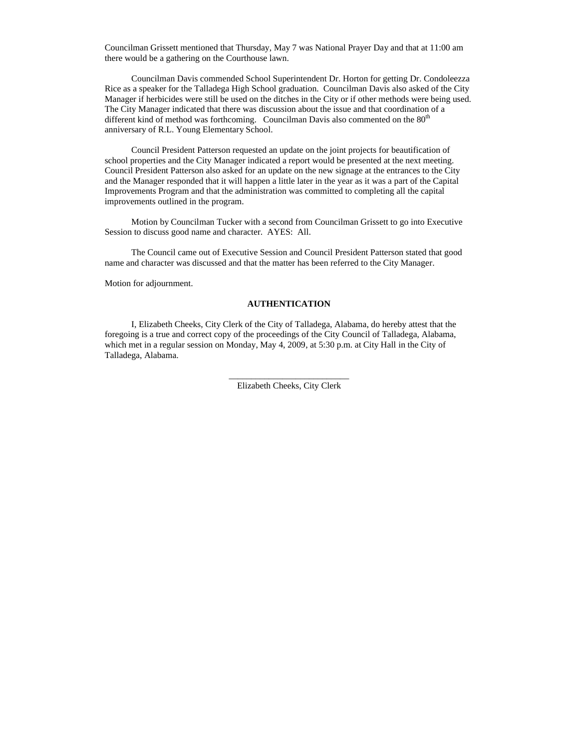Councilman Grissett mentioned that Thursday, May 7 was National Prayer Day and that at 11:00 am there would be a gathering on the Courthouse lawn.

Councilman Davis commended School Superintendent Dr. Horton for getting Dr. Condoleezza Rice as a speaker for the Talladega High School graduation. Councilman Davis also asked of the City Manager if herbicides were still be used on the ditches in the City or if other methods were being used. The City Manager indicated that there was discussion about the issue and that coordination of a different kind of method was forthcoming. Councilman Davis also commented on the 80th anniversary of R.L. Young Elementary School.

Council President Patterson requested an update on the joint projects for beautification of school properties and the City Manager indicated a report would be presented at the next meeting. Council President Patterson also asked for an update on the new signage at the entrances to the City and the Manager responded that it will happen a little later in the year as it was a part of the Capital Improvements Program and that the administration was committed to completing all the capital improvements outlined in the program.

Motion by Councilman Tucker with a second from Councilman Grissett to go into Executive Session to discuss good name and character. AYES: All.

The Council came out of Executive Session and Council President Patterson stated that good name and character was discussed and that the matter has been referred to the City Manager.

Motion for adjournment.

**AUTHENTICATION**

I, Elizabeth Cheeks, City Clerk of the City of Talladega, Alabama, do hereby attest that the foregoing is a true and correct copy of the proceedings of the City Council of Talladega, Alabama, which met in a regular session on Monday, May 4, 2009, at 5:30 p.m. at City Hall in the City of Talladega, Alabama.

\_\_\_\_\_\_\_\_\_\_\_\_\_\_\_\_\_\_\_\_\_\_\_\_\_\_\_\_

Elizabeth Cheeks, City Clerk